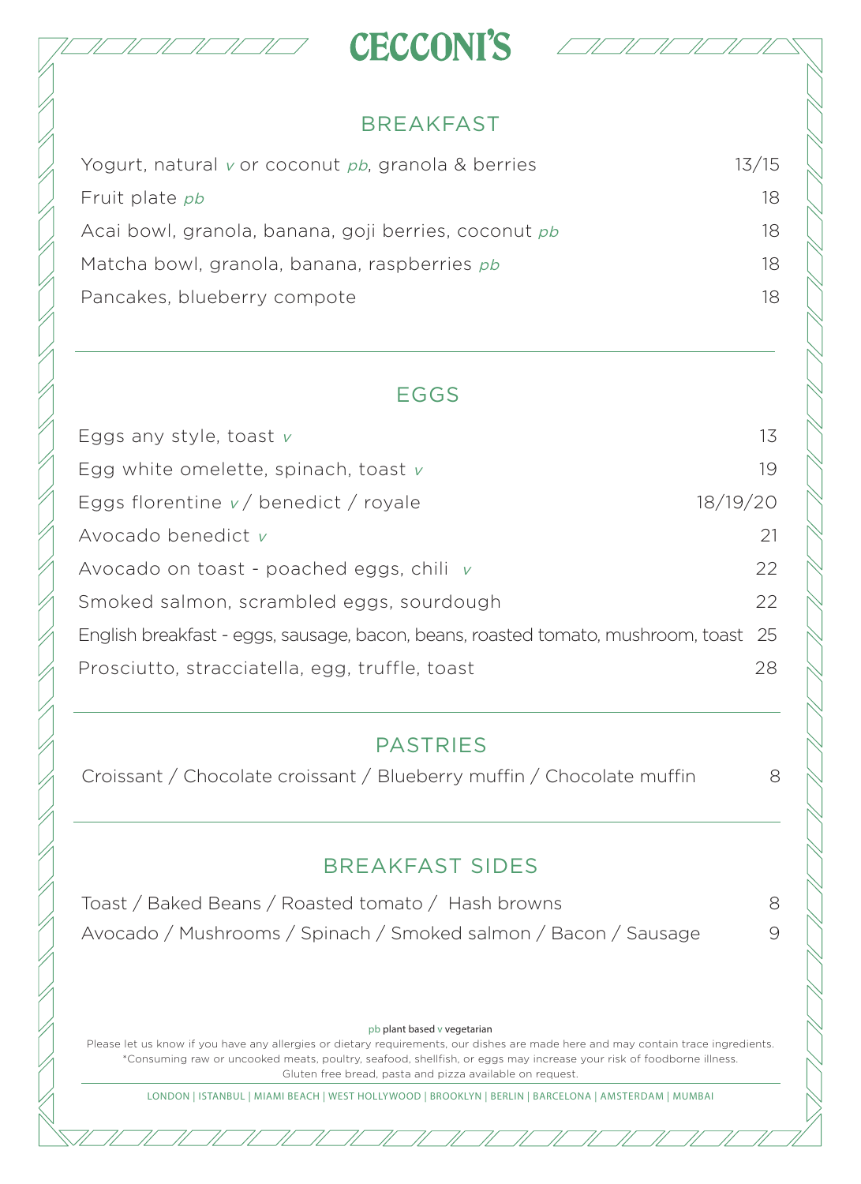# CECCONI'S

## BREAKFAST

| | |
|---|---|
| Yogurt, natural *v* or coconut *pb*, granola & berries | 13/15 |
| Fruit plate *pb* | 18 |
| Acai bowl, granola, banana, goji berries, coconut *pb* | 18 |
| Matcha bowl, granola, banana, raspberries *pb* | 18 |
| Pancakes, blueberry compote | 18 |

## EGGS

| | |
|---|---|
| Eggs any style, toast *v* | 13 |
| Egg white omelette, spinach, toast *v* | 19 |
| Eggs florentine *v* / benedict / royale | 18/19/20 |
| Avocado benedict *v* | 21 |
| Avocado on toast - poached eggs, chili *v* | 22 |
| Smoked salmon, scrambled eggs, sourdough | 22 |
| English breakfast - eggs, sausage, bacon, beans, roasted tomato, mushroom, toast | 25 |
| Prosciutto, stracciatella, egg, truffle, toast | 28 |

## PASTRIES

| | |
|---|---|
| Croissant / Chocolate croissant / Blueberry muffin / Chocolate muffin | 8 |

## BREAKFAST SIDES

| | |
|---|---|
| Toast / Baked Beans / Roasted tomato / Hash browns | 8 |
| Avocado / Mushrooms / Spinach / Smoked salmon / Bacon / Sausage | 9 |

pb plant based v vegetarian

Please let us know if you have any allergies or dietary requirements, our dishes are made here and may contain trace ingredients.
*Consuming raw or uncooked meats, poultry, seafood, shellfish, or eggs may increase your risk of foodborne illness.
Gluten free bread, pasta and pizza available on request.

LONDON | ISTANBUL | MIAMI BEACH | WEST HOLLYWOOD | BROOKLYN | BERLIN | BARCELONA | AMSTERDAM | MUMBAI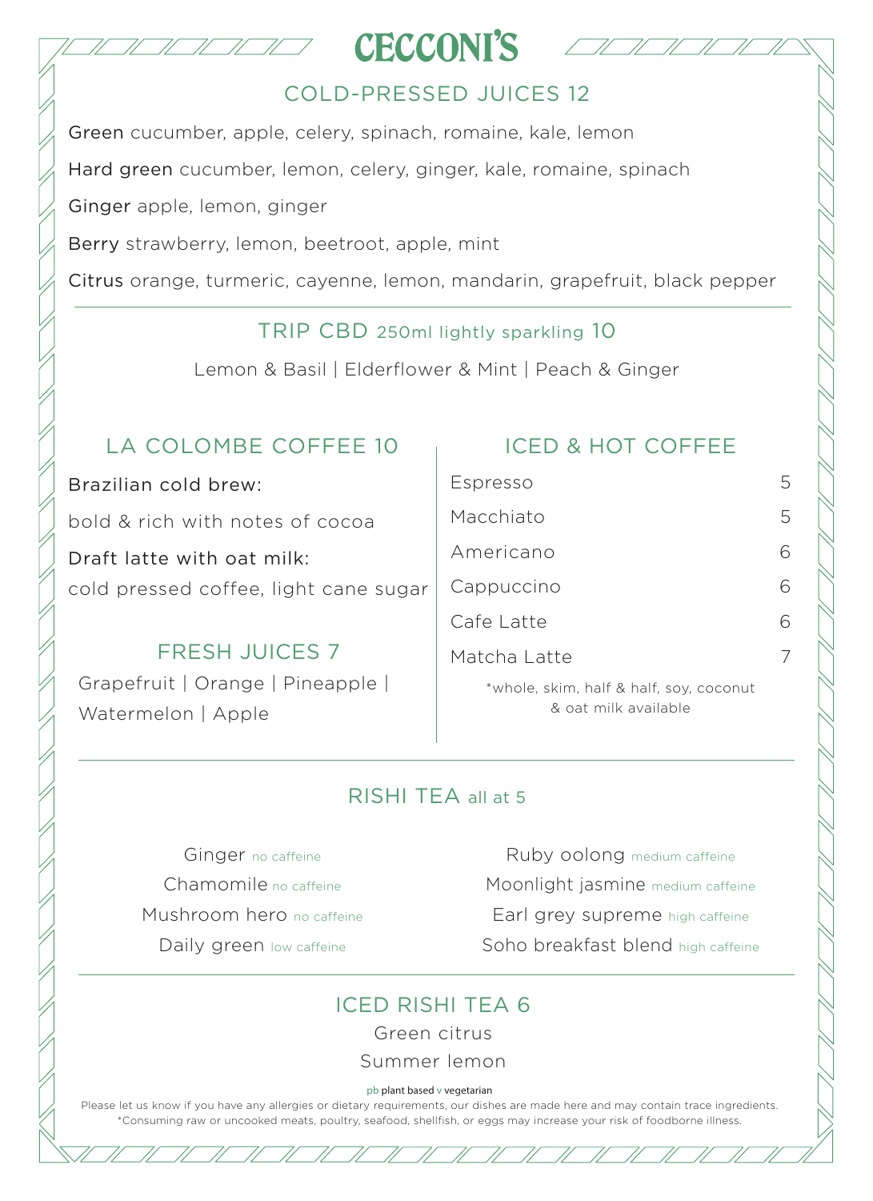# CECCONI'S

## COLD-PRESSED JUICES 12

**Green** cucumber, apple, celery, spinach, romaine, kale, lemon

**Hard green** cucumber, lemon, celery, ginger, kale, romaine, spinach

**Ginger** apple, lemon, ginger

**Berry** strawberry, lemon, beetroot, apple, mint

**Citrus** orange, turmeric, cayenne, lemon, mandarin, grapefruit, black pepper

## TRIP CBD 250ml lightly sparkling 10

Lemon & Basil | Elderflower & Mint | Peach & Ginger

## LA COLOMBE COFFEE 10

Brazilian cold brew:

bold & rich with notes of cocoa

Draft latte with oat milk:

cold pressed coffee, light cane sugar

## FRESH JUICES 7

Grapefruit | Orange | Pineapple | Watermelon | Apple

## ICED & HOT COFFEE

| | |
|---|---|
| Espresso | 5 |
| Macchiato | 5 |
| Americano | 6 |
| Cappuccino | 6 |
| Cafe Latte | 6 |
| Matcha Latte | 7 |

*whole, skim, half & half, soy, coconut & oat milk available

## RISHI TEA all at 5

Ginger no caffeine

Chamomile no caffeine

Mushroom hero no caffeine

Daily green low caffeine

Ruby oolong medium caffeine

Moonlight jasmine medium caffeine

Earl grey supreme high caffeine

Soho breakfast blend high caffeine

## ICED RISHI TEA 6

Green citrus

Summer lemon

pb plant based v vegetarian

Please let us know if you have any allergies or dietary requirements, our dishes are made here and may contain trace ingredients.
*Consuming raw or uncooked meats, poultry, seafood, shellfish, or eggs may increase your risk of foodborne illness.